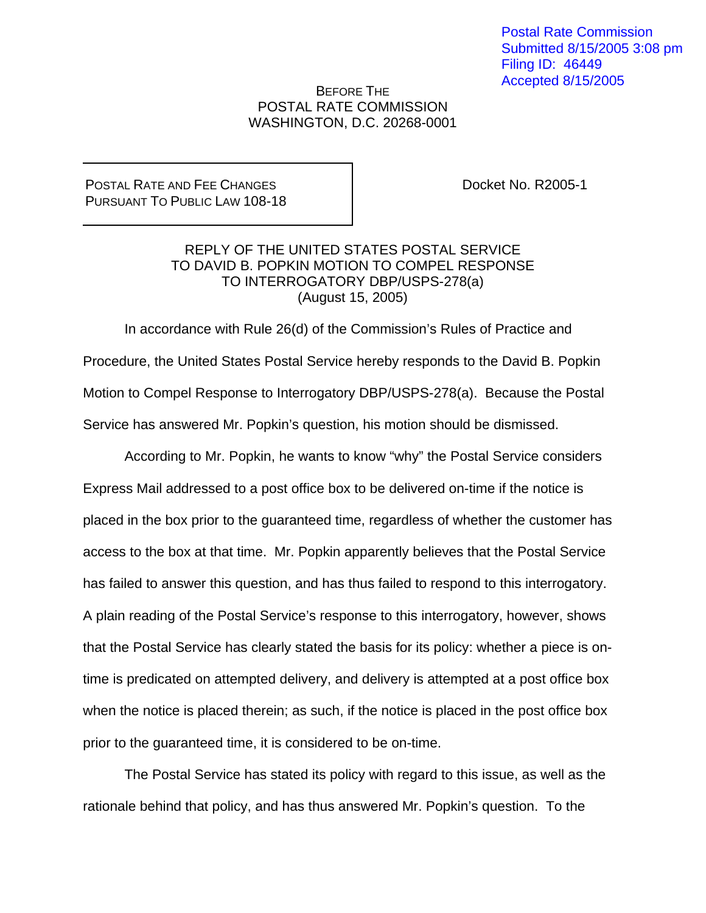Postal Rate Commission
Submitted 8/15/2005 3:08 pm
Filing ID: 46449
Accepted 8/15/2005

BEFORE THE
POSTAL RATE COMMISSION
WASHINGTON, D.C. 20268-0001

| POSTAL RATE AND FEE CHANGES PURSUANT TO PUBLIC LAW 108-18 | Docket No. R2005-1 |
|---|---|

REPLY OF THE UNITED STATES POSTAL SERVICE
TO DAVID B. POPKIN MOTION TO COMPEL RESPONSE
TO INTERROGATORY DBP/USPS-278(a)
(August 15, 2005)

In accordance with Rule 26(d) of the Commission's Rules of Practice and Procedure, the United States Postal Service hereby responds to the David B. Popkin Motion to Compel Response to Interrogatory DBP/USPS-278(a). Because the Postal Service has answered Mr. Popkin's question, his motion should be dismissed.

According to Mr. Popkin, he wants to know "why" the Postal Service considers Express Mail addressed to a post office box to be delivered on-time if the notice is placed in the box prior to the guaranteed time, regardless of whether the customer has access to the box at that time. Mr. Popkin apparently believes that the Postal Service has failed to answer this question, and has thus failed to respond to this interrogatory. A plain reading of the Postal Service's response to this interrogatory, however, shows that the Postal Service has clearly stated the basis for its policy: whether a piece is on-time is predicated on attempted delivery, and delivery is attempted at a post office box when the notice is placed therein; as such, if the notice is placed in the post office box prior to the guaranteed time, it is considered to be on-time.

The Postal Service has stated its policy with regard to this issue, as well as the rationale behind that policy, and has thus answered Mr. Popkin's question. To the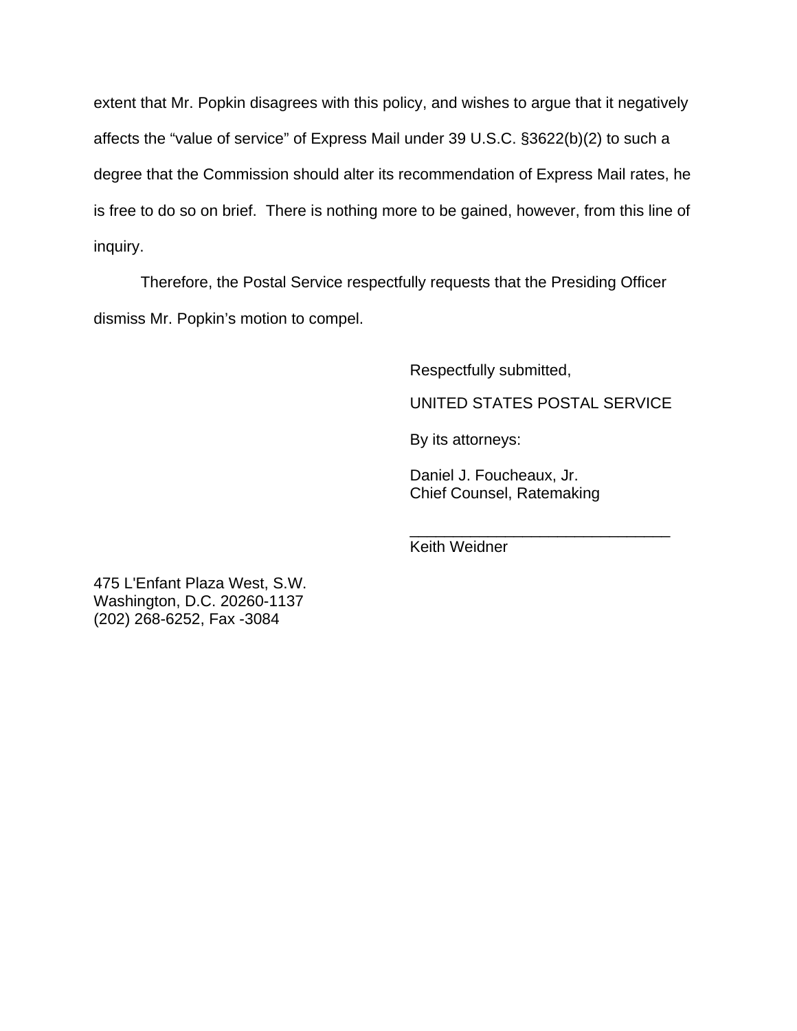extent that Mr. Popkin disagrees with this policy, and wishes to argue that it negatively affects the "value of service" of Express Mail under 39 U.S.C. §3622(b)(2) to such a degree that the Commission should alter its recommendation of Express Mail rates, he is free to do so on brief. There is nothing more to be gained, however, from this line of inquiry.

Therefore, the Postal Service respectfully requests that the Presiding Officer dismiss Mr. Popkin's motion to compel.

Respectfully submitted,

UNITED STATES POSTAL SERVICE

By its attorneys:

Daniel J. Foucheaux, Jr.
Chief Counsel, Ratemaking

______________________________
Keith Weidner

475 L'Enfant Plaza West, S.W.
Washington, D.C. 20260-1137
(202) 268-6252, Fax -3084